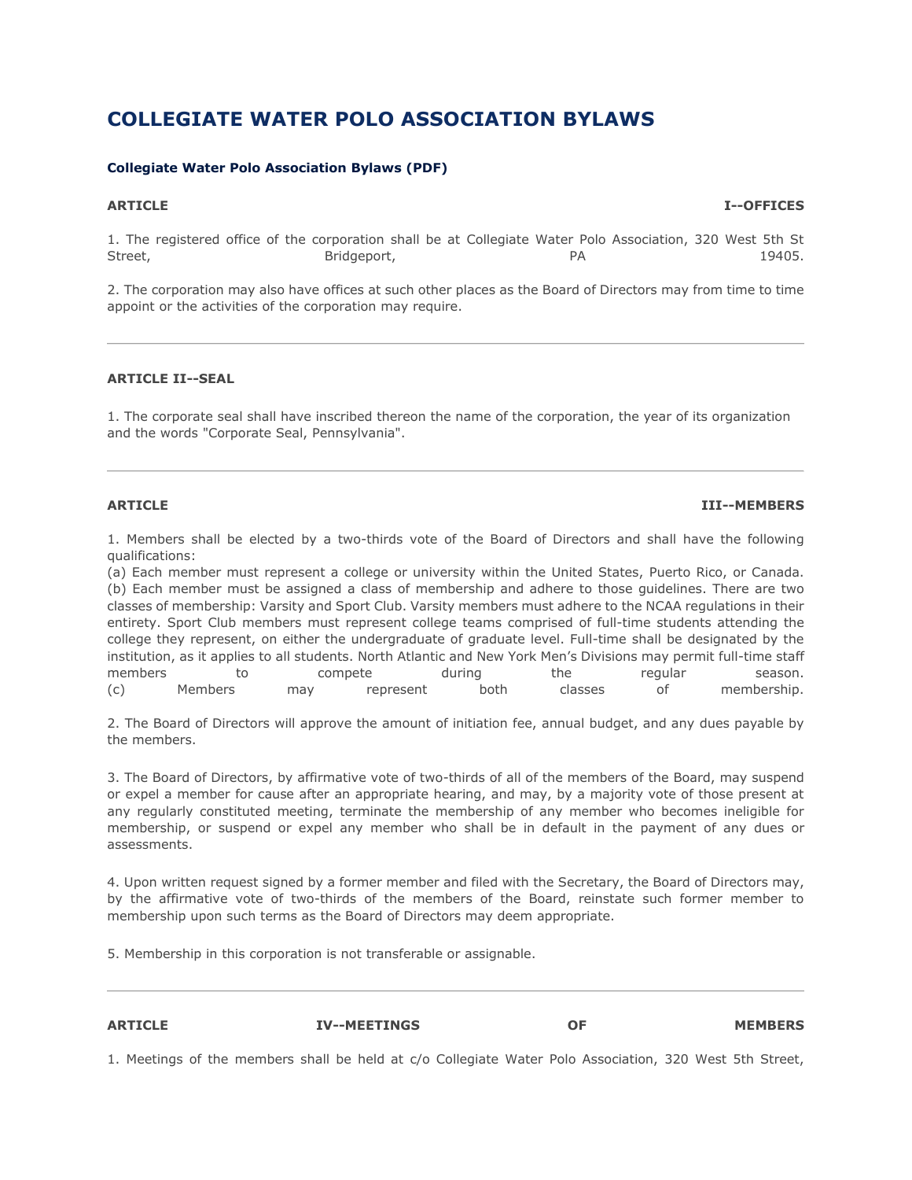# COLLEGIATE WATER POLO ASSOCIATION BYLAWS

**Collegiate Water Polo Association Bylaws (PDF)**

### ARTICLE I--OFFICES

1. The registered office of the corporation shall be at Collegiate Water Polo Association, 320 West 5th St Street, Bridgeport, PA 19405.

2. The corporation may also have offices at such other places as the Board of Directors may from time to time appoint or the activities of the corporation may require.

---

### ARTICLE II--SEAL

1. The corporate seal shall have inscribed thereon the name of the corporation, the year of its organization and the words "Corporate Seal, Pennsylvania".

---

### ARTICLE III--MEMBERS

1. Members shall be elected by a two-thirds vote of the Board of Directors and shall have the following qualifications:
(a) Each member must represent a college or university within the United States, Puerto Rico, or Canada.
(b) Each member must be assigned a class of membership and adhere to those guidelines. There are two classes of membership: Varsity and Sport Club. Varsity members must adhere to the NCAA regulations in their entirety. Sport Club members must represent college teams comprised of full-time students attending the college they represent, on either the undergraduate of graduate level. Full-time shall be designated by the institution, as it applies to all students. North Atlantic and New York Men's Divisions may permit full-time staff members to compete during the regular season.
(c) Members may represent both classes of membership.

2. The Board of Directors will approve the amount of initiation fee, annual budget, and any dues payable by the members.

3. The Board of Directors, by affirmative vote of two-thirds of all of the members of the Board, may suspend or expel a member for cause after an appropriate hearing, and may, by a majority vote of those present at any regularly constituted meeting, terminate the membership of any member who becomes ineligible for membership, or suspend or expel any member who shall be in default in the payment of any dues or assessments.

4. Upon written request signed by a former member and filed with the Secretary, the Board of Directors may, by the affirmative vote of two-thirds of the members of the Board, reinstate such former member to membership upon such terms as the Board of Directors may deem appropriate.

5. Membership in this corporation is not transferable or assignable.

---

### ARTICLE IV--MEETINGS OF MEMBERS

1. Meetings of the members shall be held at c/o Collegiate Water Polo Association, 320 West 5th Street,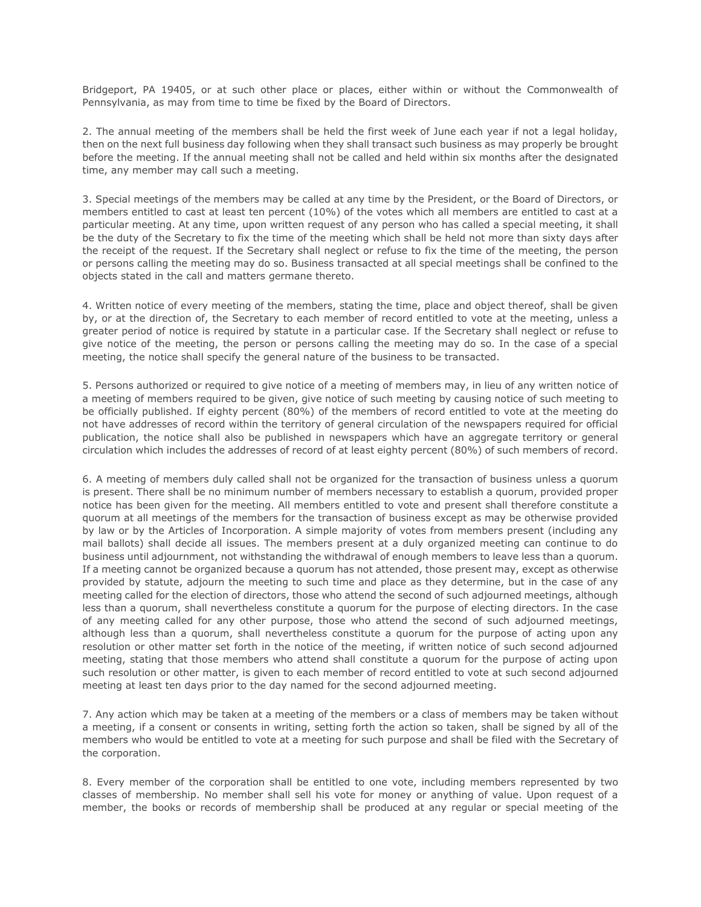Bridgeport, PA 19405, or at such other place or places, either within or without the Commonwealth of Pennsylvania, as may from time to time be fixed by the Board of Directors.

2. The annual meeting of the members shall be held the first week of June each year if not a legal holiday, then on the next full business day following when they shall transact such business as may properly be brought before the meeting. If the annual meeting shall not be called and held within six months after the designated time, any member may call such a meeting.

3. Special meetings of the members may be called at any time by the President, or the Board of Directors, or members entitled to cast at least ten percent (10%) of the votes which all members are entitled to cast at a particular meeting. At any time, upon written request of any person who has called a special meeting, it shall be the duty of the Secretary to fix the time of the meeting which shall be held not more than sixty days after the receipt of the request. If the Secretary shall neglect or refuse to fix the time of the meeting, the person or persons calling the meeting may do so. Business transacted at all special meetings shall be confined to the objects stated in the call and matters germane thereto.

4. Written notice of every meeting of the members, stating the time, place and object thereof, shall be given by, or at the direction of, the Secretary to each member of record entitled to vote at the meeting, unless a greater period of notice is required by statute in a particular case. If the Secretary shall neglect or refuse to give notice of the meeting, the person or persons calling the meeting may do so. In the case of a special meeting, the notice shall specify the general nature of the business to be transacted.

5. Persons authorized or required to give notice of a meeting of members may, in lieu of any written notice of a meeting of members required to be given, give notice of such meeting by causing notice of such meeting to be officially published. If eighty percent (80%) of the members of record entitled to vote at the meeting do not have addresses of record within the territory of general circulation of the newspapers required for official publication, the notice shall also be published in newspapers which have an aggregate territory or general circulation which includes the addresses of record of at least eighty percent (80%) of such members of record.

6. A meeting of members duly called shall not be organized for the transaction of business unless a quorum is present. There shall be no minimum number of members necessary to establish a quorum, provided proper notice has been given for the meeting. All members entitled to vote and present shall therefore constitute a quorum at all meetings of the members for the transaction of business except as may be otherwise provided by law or by the Articles of Incorporation. A simple majority of votes from members present (including any mail ballots) shall decide all issues. The members present at a duly organized meeting can continue to do business until adjournment, not withstanding the withdrawal of enough members to leave less than a quorum. If a meeting cannot be organized because a quorum has not attended, those present may, except as otherwise provided by statute, adjourn the meeting to such time and place as they determine, but in the case of any meeting called for the election of directors, those who attend the second of such adjourned meetings, although less than a quorum, shall nevertheless constitute a quorum for the purpose of electing directors. In the case of any meeting called for any other purpose, those who attend the second of such adjourned meetings, although less than a quorum, shall nevertheless constitute a quorum for the purpose of acting upon any resolution or other matter set forth in the notice of the meeting, if written notice of such second adjourned meeting, stating that those members who attend shall constitute a quorum for the purpose of acting upon such resolution or other matter, is given to each member of record entitled to vote at such second adjourned meeting at least ten days prior to the day named for the second adjourned meeting.

7. Any action which may be taken at a meeting of the members or a class of members may be taken without a meeting, if a consent or consents in writing, setting forth the action so taken, shall be signed by all of the members who would be entitled to vote at a meeting for such purpose and shall be filed with the Secretary of the corporation.

8. Every member of the corporation shall be entitled to one vote, including members represented by two classes of membership. No member shall sell his vote for money or anything of value. Upon request of a member, the books or records of membership shall be produced at any regular or special meeting of the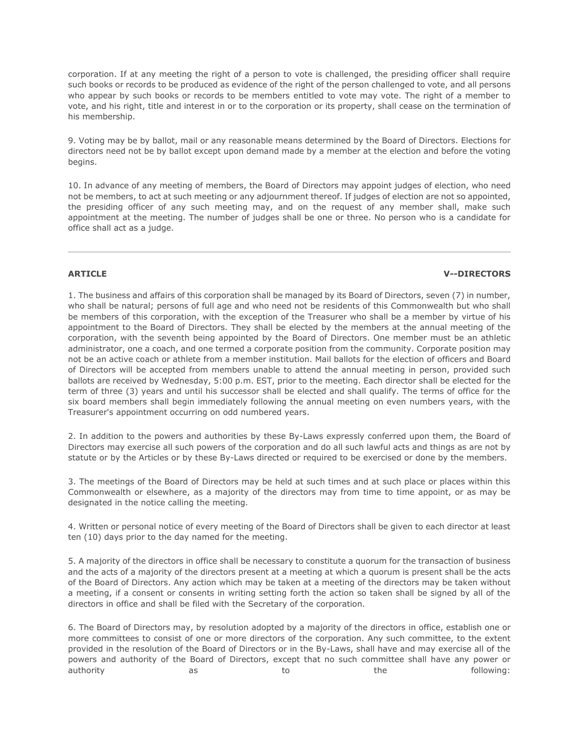corporation. If at any meeting the right of a person to vote is challenged, the presiding officer shall require such books or records to be produced as evidence of the right of the person challenged to vote, and all persons who appear by such books or records to be members entitled to vote may vote. The right of a member to vote, and his right, title and interest in or to the corporation or its property, shall cease on the termination of his membership.

9. Voting may be by ballot, mail or any reasonable means determined by the Board of Directors. Elections for directors need not be by ballot except upon demand made by a member at the election and before the voting begins.

10. In advance of any meeting of members, the Board of Directors may appoint judges of election, who need not be members, to act at such meeting or any adjournment thereof. If judges of election are not so appointed, the presiding officer of any such meeting may, and on the request of any member shall, make such appointment at the meeting. The number of judges shall be one or three. No person who is a candidate for office shall act as a judge.

---

## ARTICLE V--DIRECTORS

1. The business and affairs of this corporation shall be managed by its Board of Directors, seven (7) in number, who shall be natural; persons of full age and who need not be residents of this Commonwealth but who shall be members of this corporation, with the exception of the Treasurer who shall be a member by virtue of his appointment to the Board of Directors. They shall be elected by the members at the annual meeting of the corporation, with the seventh being appointed by the Board of Directors. One member must be an athletic administrator, one a coach, and one termed a corporate position from the community. Corporate position may not be an active coach or athlete from a member institution. Mail ballots for the election of officers and Board of Directors will be accepted from members unable to attend the annual meeting in person, provided such ballots are received by Wednesday, 5:00 p.m. EST, prior to the meeting. Each director shall be elected for the term of three (3) years and until his successor shall be elected and shall qualify. The terms of office for the six board members shall begin immediately following the annual meeting on even numbers years, with the Treasurer's appointment occurring on odd numbered years.

2. In addition to the powers and authorities by these By-Laws expressly conferred upon them, the Board of Directors may exercise all such powers of the corporation and do all such lawful acts and things as are not by statute or by the Articles or by these By-Laws directed or required to be exercised or done by the members.

3. The meetings of the Board of Directors may be held at such times and at such place or places within this Commonwealth or elsewhere, as a majority of the directors may from time to time appoint, or as may be designated in the notice calling the meeting.

4. Written or personal notice of every meeting of the Board of Directors shall be given to each director at least ten (10) days prior to the day named for the meeting.

5. A majority of the directors in office shall be necessary to constitute a quorum for the transaction of business and the acts of a majority of the directors present at a meeting at which a quorum is present shall be the acts of the Board of Directors. Any action which may be taken at a meeting of the directors may be taken without a meeting, if a consent or consents in writing setting forth the action so taken shall be signed by all of the directors in office and shall be filed with the Secretary of the corporation.

6. The Board of Directors may, by resolution adopted by a majority of the directors in office, establish one or more committees to consist of one or more directors of the corporation. Any such committee, to the extent provided in the resolution of the Board of Directors or in the By-Laws, shall have and may exercise all of the powers and authority of the Board of Directors, except that no such committee shall have any power or authority as to the following: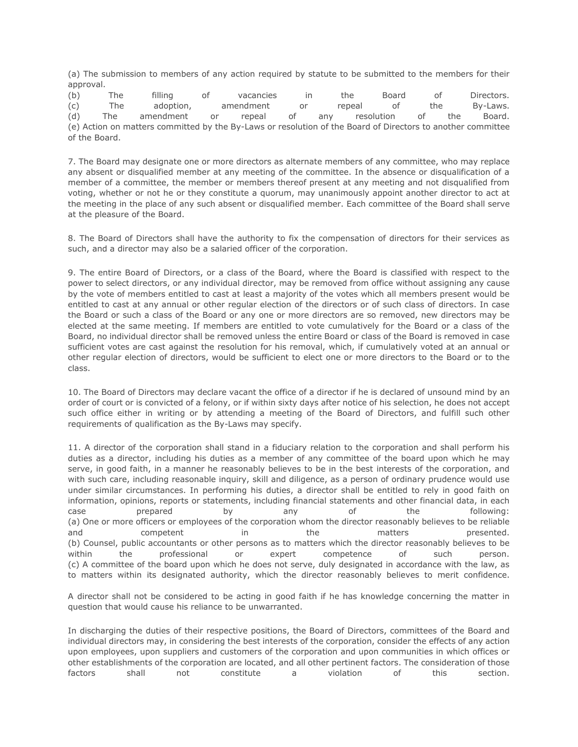(a) The submission to members of any action required by statute to be submitted to the members for their approval.
(b) The filling of vacancies in the Board of Directors.
(c) The adoption, amendment or repeal of the By-Laws.
(d) The amendment or repeal of any resolution of the Board.
(e) Action on matters committed by the By-Laws or resolution of the Board of Directors to another committee of the Board.

7. The Board may designate one or more directors as alternate members of any committee, who may replace any absent or disqualified member at any meeting of the committee. In the absence or disqualification of a member of a committee, the member or members thereof present at any meeting and not disqualified from voting, whether or not he or they constitute a quorum, may unanimously appoint another director to act at the meeting in the place of any such absent or disqualified member. Each committee of the Board shall serve at the pleasure of the Board.

8. The Board of Directors shall have the authority to fix the compensation of directors for their services as such, and a director may also be a salaried officer of the corporation.

9. The entire Board of Directors, or a class of the Board, where the Board is classified with respect to the power to select directors, or any individual director, may be removed from office without assigning any cause by the vote of members entitled to cast at least a majority of the votes which all members present would be entitled to cast at any annual or other regular election of the directors or of such class of directors. In case the Board or such a class of the Board or any one or more directors are so removed, new directors may be elected at the same meeting. If members are entitled to vote cumulatively for the Board or a class of the Board, no individual director shall be removed unless the entire Board or class of the Board is removed in case sufficient votes are cast against the resolution for his removal, which, if cumulatively voted at an annual or other regular election of directors, would be sufficient to elect one or more directors to the Board or to the class.

10. The Board of Directors may declare vacant the office of a director if he is declared of unsound mind by an order of court or is convicted of a felony, or if within sixty days after notice of his selection, he does not accept such office either in writing or by attending a meeting of the Board of Directors, and fulfill such other requirements of qualification as the By-Laws may specify.

11. A director of the corporation shall stand in a fiduciary relation to the corporation and shall perform his duties as a director, including his duties as a member of any committee of the board upon which he may serve, in good faith, in a manner he reasonably believes to be in the best interests of the corporation, and with such care, including reasonable inquiry, skill and diligence, as a person of ordinary prudence would use under similar circumstances. In performing his duties, a director shall be entitled to rely in good faith on information, opinions, reports or statements, including financial statements and other financial data, in each case prepared by any of the following:
(a) One or more officers or employees of the corporation whom the director reasonably believes to be reliable and competent in the matters presented.
(b) Counsel, public accountants or other persons as to matters which the director reasonably believes to be within the professional or expert competence of such person.
(c) A committee of the board upon which he does not serve, duly designated in accordance with the law, as to matters within its designated authority, which the director reasonably believes to merit confidence.

A director shall not be considered to be acting in good faith if he has knowledge concerning the matter in question that would cause his reliance to be unwarranted.

In discharging the duties of their respective positions, the Board of Directors, committees of the Board and individual directors may, in considering the best interests of the corporation, consider the effects of any action upon employees, upon suppliers and customers of the corporation and upon communities in which offices or other establishments of the corporation are located, and all other pertinent factors. The consideration of those factors shall not constitute a violation of this section.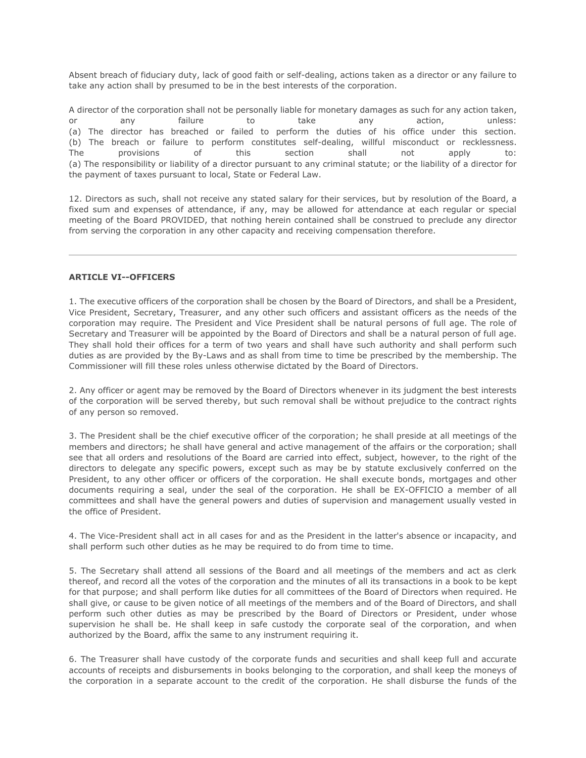Absent breach of fiduciary duty, lack of good faith or self-dealing, actions taken as a director or any failure to take any action shall by presumed to be in the best interests of the corporation.

A director of the corporation shall not be personally liable for monetary damages as such for any action taken, or any failure to take any action, unless:
(a) The director has breached or failed to perform the duties of his office under this section.
(b) The breach or failure to perform constitutes self-dealing, willful misconduct or recklessness.
The provisions of this section shall not apply to:
(a) The responsibility or liability of a director pursuant to any criminal statute; or the liability of a director for the payment of taxes pursuant to local, State or Federal Law.

12. Directors as such, shall not receive any stated salary for their services, but by resolution of the Board, a fixed sum and expenses of attendance, if any, may be allowed for attendance at each regular or special meeting of the Board PROVIDED, that nothing herein contained shall be construed to preclude any director from serving the corporation in any other capacity and receiving compensation therefore.

---

**ARTICLE VI--OFFICERS**

1. The executive officers of the corporation shall be chosen by the Board of Directors, and shall be a President, Vice President, Secretary, Treasurer, and any other such officers and assistant officers as the needs of the corporation may require. The President and Vice President shall be natural persons of full age. The role of Secretary and Treasurer will be appointed by the Board of Directors and shall be a natural person of full age. They shall hold their offices for a term of two years and shall have such authority and shall perform such duties as are provided by the By-Laws and as shall from time to time be prescribed by the membership. The Commissioner will fill these roles unless otherwise dictated by the Board of Directors.

2. Any officer or agent may be removed by the Board of Directors whenever in its judgment the best interests of the corporation will be served thereby, but such removal shall be without prejudice to the contract rights of any person so removed.

3. The President shall be the chief executive officer of the corporation; he shall preside at all meetings of the members and directors; he shall have general and active management of the affairs or the corporation; shall see that all orders and resolutions of the Board are carried into effect, subject, however, to the right of the directors to delegate any specific powers, except such as may be by statute exclusively conferred on the President, to any other officer or officers of the corporation. He shall execute bonds, mortgages and other documents requiring a seal, under the seal of the corporation. He shall be EX-OFFICIO a member of all committees and shall have the general powers and duties of supervision and management usually vested in the office of President.

4. The Vice-President shall act in all cases for and as the President in the latter's absence or incapacity, and shall perform such other duties as he may be required to do from time to time.

5. The Secretary shall attend all sessions of the Board and all meetings of the members and act as clerk thereof, and record all the votes of the corporation and the minutes of all its transactions in a book to be kept for that purpose; and shall perform like duties for all committees of the Board of Directors when required. He shall give, or cause to be given notice of all meetings of the members and of the Board of Directors, and shall perform such other duties as may be prescribed by the Board of Directors or President, under whose supervision he shall be. He shall keep in safe custody the corporate seal of the corporation, and when authorized by the Board, affix the same to any instrument requiring it.

6. The Treasurer shall have custody of the corporate funds and securities and shall keep full and accurate accounts of receipts and disbursements in books belonging to the corporation, and shall keep the moneys of the corporation in a separate account to the credit of the corporation. He shall disburse the funds of the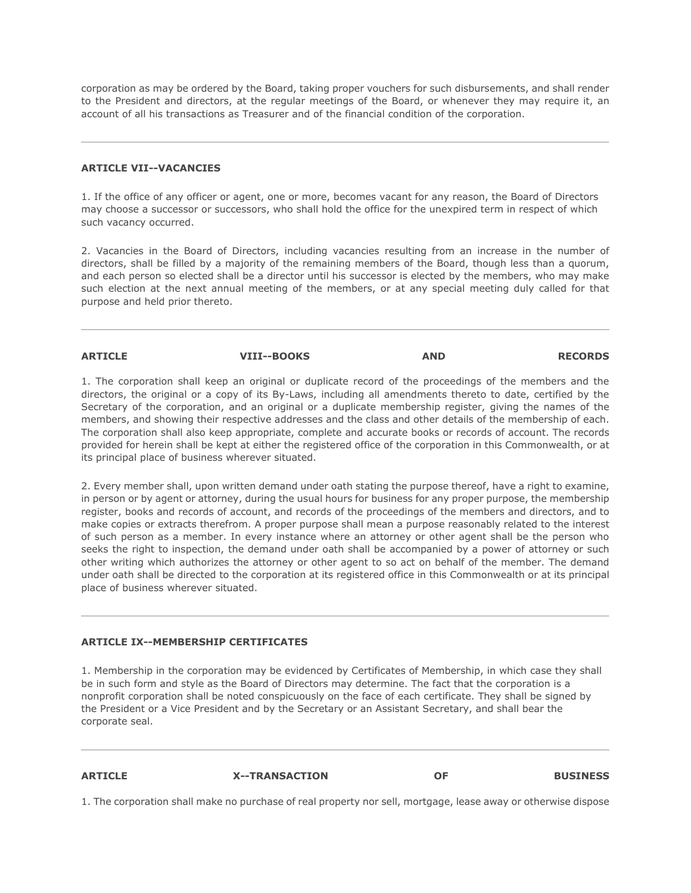corporation as may be ordered by the Board, taking proper vouchers for such disbursements, and shall render to the President and directors, at the regular meetings of the Board, or whenever they may require it, an account of all his transactions as Treasurer and of the financial condition of the corporation.

---

**ARTICLE VII--VACANCIES**

1. If the office of any officer or agent, one or more, becomes vacant for any reason, the Board of Directors may choose a successor or successors, who shall hold the office for the unexpired term in respect of which such vacancy occurred.

2. Vacancies in the Board of Directors, including vacancies resulting from an increase in the number of directors, shall be filled by a majority of the remaining members of the Board, though less than a quorum, and each person so elected shall be a director until his successor is elected by the members, who may make such election at the next annual meeting of the members, or at any special meeting duly called for that purpose and held prior thereto.

---

**ARTICLE VIII--BOOKS AND RECORDS**

1. The corporation shall keep an original or duplicate record of the proceedings of the members and the directors, the original or a copy of its By-Laws, including all amendments thereto to date, certified by the Secretary of the corporation, and an original or a duplicate membership register, giving the names of the members, and showing their respective addresses and the class and other details of the membership of each. The corporation shall also keep appropriate, complete and accurate books or records of account. The records provided for herein shall be kept at either the registered office of the corporation in this Commonwealth, or at its principal place of business wherever situated.

2. Every member shall, upon written demand under oath stating the purpose thereof, have a right to examine, in person or by agent or attorney, during the usual hours for business for any proper purpose, the membership register, books and records of account, and records of the proceedings of the members and directors, and to make copies or extracts therefrom. A proper purpose shall mean a purpose reasonably related to the interest of such person as a member. In every instance where an attorney or other agent shall be the person who seeks the right to inspection, the demand under oath shall be accompanied by a power of attorney or such other writing which authorizes the attorney or other agent to so act on behalf of the member. The demand under oath shall be directed to the corporation at its registered office in this Commonwealth or at its principal place of business wherever situated.

---

**ARTICLE IX--MEMBERSHIP CERTIFICATES**

1. Membership in the corporation may be evidenced by Certificates of Membership, in which case they shall be in such form and style as the Board of Directors may determine. The fact that the corporation is a nonprofit corporation shall be noted conspicuously on the face of each certificate. They shall be signed by the President or a Vice President and by the Secretary or an Assistant Secretary, and shall bear the corporate seal.

---

**ARTICLE X--TRANSACTION OF BUSINESS**

1. The corporation shall make no purchase of real property nor sell, mortgage, lease away or otherwise dispose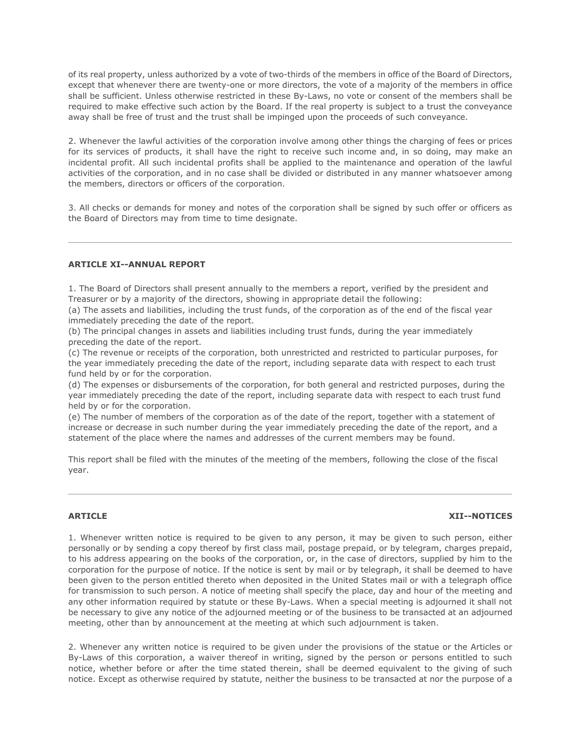of its real property, unless authorized by a vote of two-thirds of the members in office of the Board of Directors, except that whenever there are twenty-one or more directors, the vote of a majority of the members in office shall be sufficient. Unless otherwise restricted in these By-Laws, no vote or consent of the members shall be required to make effective such action by the Board. If the real property is subject to a trust the conveyance away shall be free of trust and the trust shall be impinged upon the proceeds of such conveyance.

2. Whenever the lawful activities of the corporation involve among other things the charging of fees or prices for its services of products, it shall have the right to receive such income and, in so doing, may make an incidental profit. All such incidental profits shall be applied to the maintenance and operation of the lawful activities of the corporation, and in no case shall be divided or distributed in any manner whatsoever among the members, directors or officers of the corporation.

3. All checks or demands for money and notes of the corporation shall be signed by such offer or officers as the Board of Directors may from time to time designate.

---

**ARTICLE XI--ANNUAL REPORT**

1. The Board of Directors shall present annually to the members a report, verified by the president and Treasurer or by a majority of the directors, showing in appropriate detail the following:
(a) The assets and liabilities, including the trust funds, of the corporation as of the end of the fiscal year immediately preceding the date of the report.
(b) The principal changes in assets and liabilities including trust funds, during the year immediately preceding the date of the report.
(c) The revenue or receipts of the corporation, both unrestricted and restricted to particular purposes, for the year immediately preceding the date of the report, including separate data with respect to each trust fund held by or for the corporation.
(d) The expenses or disbursements of the corporation, for both general and restricted purposes, during the year immediately preceding the date of the report, including separate data with respect to each trust fund held by or for the corporation.
(e) The number of members of the corporation as of the date of the report, together with a statement of increase or decrease in such number during the year immediately preceding the date of the report, and a statement of the place where the names and addresses of the current members may be found.

This report shall be filed with the minutes of the meeting of the members, following the close of the fiscal year.

---

**ARTICLE XII--NOTICES**

1. Whenever written notice is required to be given to any person, it may be given to such person, either personally or by sending a copy thereof by first class mail, postage prepaid, or by telegram, charges prepaid, to his address appearing on the books of the corporation, or, in the case of directors, supplied by him to the corporation for the purpose of notice. If the notice is sent by mail or by telegraph, it shall be deemed to have been given to the person entitled thereto when deposited in the United States mail or with a telegraph office for transmission to such person. A notice of meeting shall specify the place, day and hour of the meeting and any other information required by statute or these By-Laws. When a special meeting is adjourned it shall not be necessary to give any notice of the adjourned meeting or of the business to be transacted at an adjourned meeting, other than by announcement at the meeting at which such adjournment is taken.

2. Whenever any written notice is required to be given under the provisions of the statue or the Articles or By-Laws of this corporation, a waiver thereof in writing, signed by the person or persons entitled to such notice, whether before or after the time stated therein, shall be deemed equivalent to the giving of such notice. Except as otherwise required by statute, neither the business to be transacted at nor the purpose of a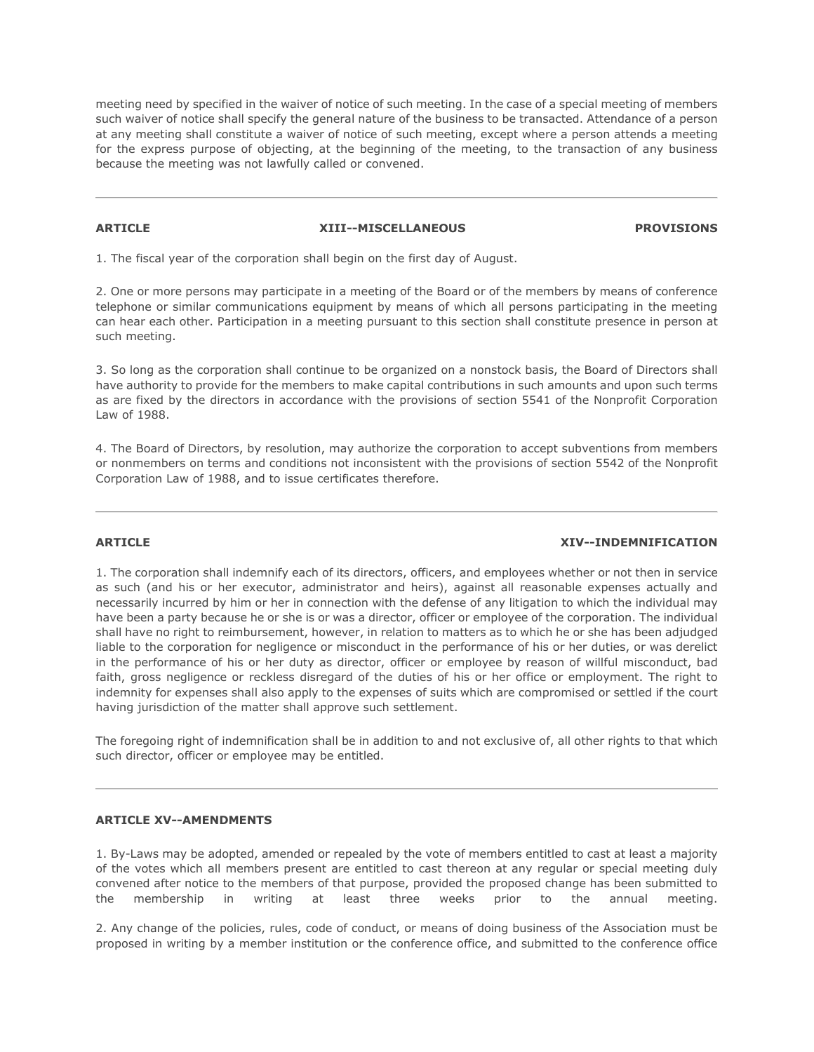meeting need by specified in the waiver of notice of such meeting. In the case of a special meeting of members such waiver of notice shall specify the general nature of the business to be transacted. Attendance of a person at any meeting shall constitute a waiver of notice of such meeting, except where a person attends a meeting for the express purpose of objecting, at the beginning of the meeting, to the transaction of any business because the meeting was not lawfully called or convened.

---

**ARTICLE XIII--MISCELLANEOUS PROVISIONS**

1. The fiscal year of the corporation shall begin on the first day of August.

2. One or more persons may participate in a meeting of the Board or of the members by means of conference telephone or similar communications equipment by means of which all persons participating in the meeting can hear each other. Participation in a meeting pursuant to this section shall constitute presence in person at such meeting.

3. So long as the corporation shall continue to be organized on a nonstock basis, the Board of Directors shall have authority to provide for the members to make capital contributions in such amounts and upon such terms as are fixed by the directors in accordance with the provisions of section 5541 of the Nonprofit Corporation Law of 1988.

4. The Board of Directors, by resolution, may authorize the corporation to accept subventions from members or nonmembers on terms and conditions not inconsistent with the provisions of section 5542 of the Nonprofit Corporation Law of 1988, and to issue certificates therefore.

---

**ARTICLE XIV--INDEMNIFICATION**

1. The corporation shall indemnify each of its directors, officers, and employees whether or not then in service as such (and his or her executor, administrator and heirs), against all reasonable expenses actually and necessarily incurred by him or her in connection with the defense of any litigation to which the individual may have been a party because he or she is or was a director, officer or employee of the corporation. The individual shall have no right to reimbursement, however, in relation to matters as to which he or she has been adjudged liable to the corporation for negligence or misconduct in the performance of his or her duties, or was derelict in the performance of his or her duty as director, officer or employee by reason of willful misconduct, bad faith, gross negligence or reckless disregard of the duties of his or her office or employment. The right to indemnity for expenses shall also apply to the expenses of suits which are compromised or settled if the court having jurisdiction of the matter shall approve such settlement.

The foregoing right of indemnification shall be in addition to and not exclusive of, all other rights to that which such director, officer or employee may be entitled.

---

**ARTICLE XV--AMENDMENTS**

1. By-Laws may be adopted, amended or repealed by the vote of members entitled to cast at least a majority of the votes which all members present are entitled to cast thereon at any regular or special meeting duly convened after notice to the members of that purpose, provided the proposed change has been submitted to the membership in writing at least three weeks prior to the annual meeting.

2. Any change of the policies, rules, code of conduct, or means of doing business of the Association must be proposed in writing by a member institution or the conference office, and submitted to the conference office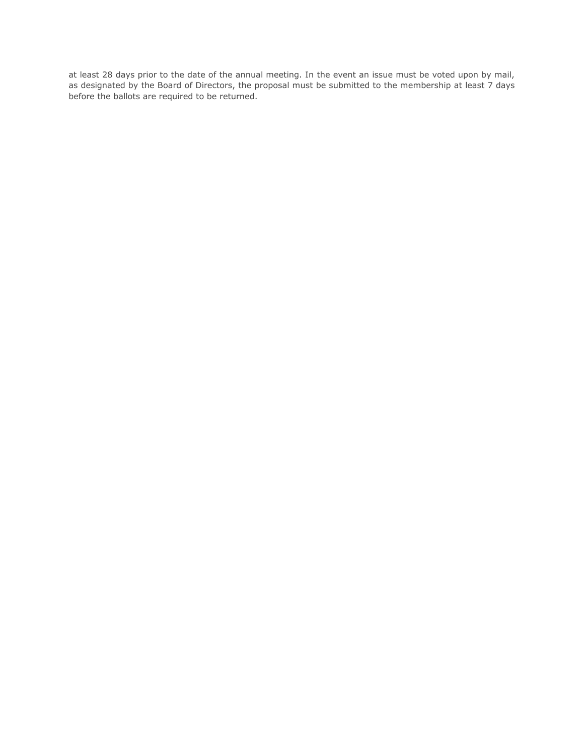at least 28 days prior to the date of the annual meeting. In the event an issue must be voted upon by mail, as designated by the Board of Directors, the proposal must be submitted to the membership at least 7 days before the ballots are required to be returned.